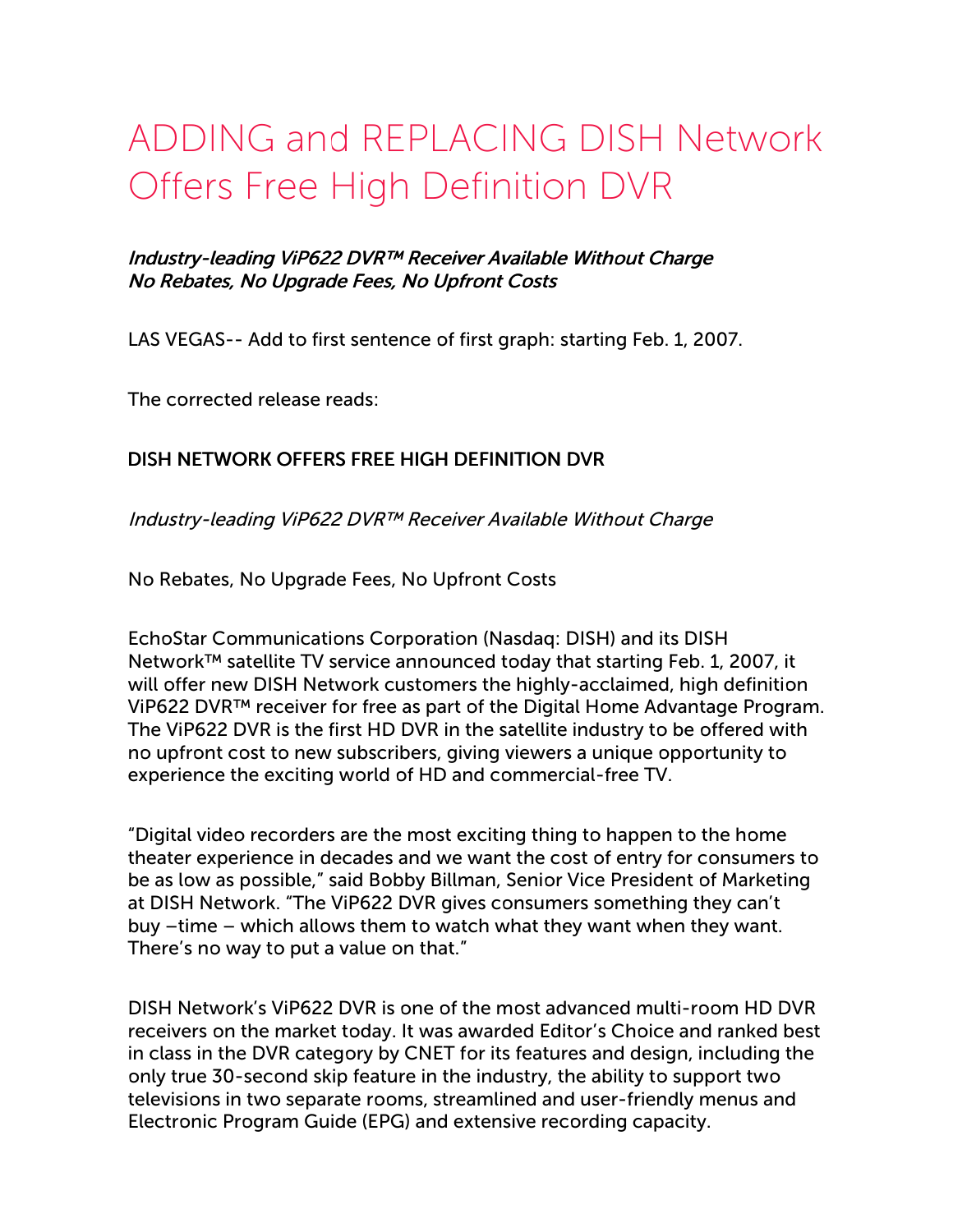# ADDING and REPLACING DISH Network Offers Free High Definition DVR

***Industry-leading ViP622 DVR™ Receiver Available Without Charge***
***No Rebates, No Upgrade Fees, No Upfront Costs***

LAS VEGAS-- Add to first sentence of first graph: starting Feb. 1, 2007.

The corrected release reads:

**DISH NETWORK OFFERS FREE HIGH DEFINITION DVR**

*Industry-leading ViP622 DVR™ Receiver Available Without Charge*

No Rebates, No Upgrade Fees, No Upfront Costs

EchoStar Communications Corporation (Nasdaq: DISH) and its DISH Network™ satellite TV service announced today that starting Feb. 1, 2007, it will offer new DISH Network customers the highly-acclaimed, high definition ViP622 DVR™ receiver for free as part of the Digital Home Advantage Program. The ViP622 DVR is the first HD DVR in the satellite industry to be offered with no upfront cost to new subscribers, giving viewers a unique opportunity to experience the exciting world of HD and commercial-free TV.

"Digital video recorders are the most exciting thing to happen to the home theater experience in decades and we want the cost of entry for consumers to be as low as possible," said Bobby Billman, Senior Vice President of Marketing at DISH Network. "The ViP622 DVR gives consumers something they can't buy –time – which allows them to watch what they want when they want. There's no way to put a value on that."

DISH Network's ViP622 DVR is one of the most advanced multi-room HD DVR receivers on the market today. It was awarded Editor's Choice and ranked best in class in the DVR category by CNET for its features and design, including the only true 30-second skip feature in the industry, the ability to support two televisions in two separate rooms, streamlined and user-friendly menus and Electronic Program Guide (EPG) and extensive recording capacity.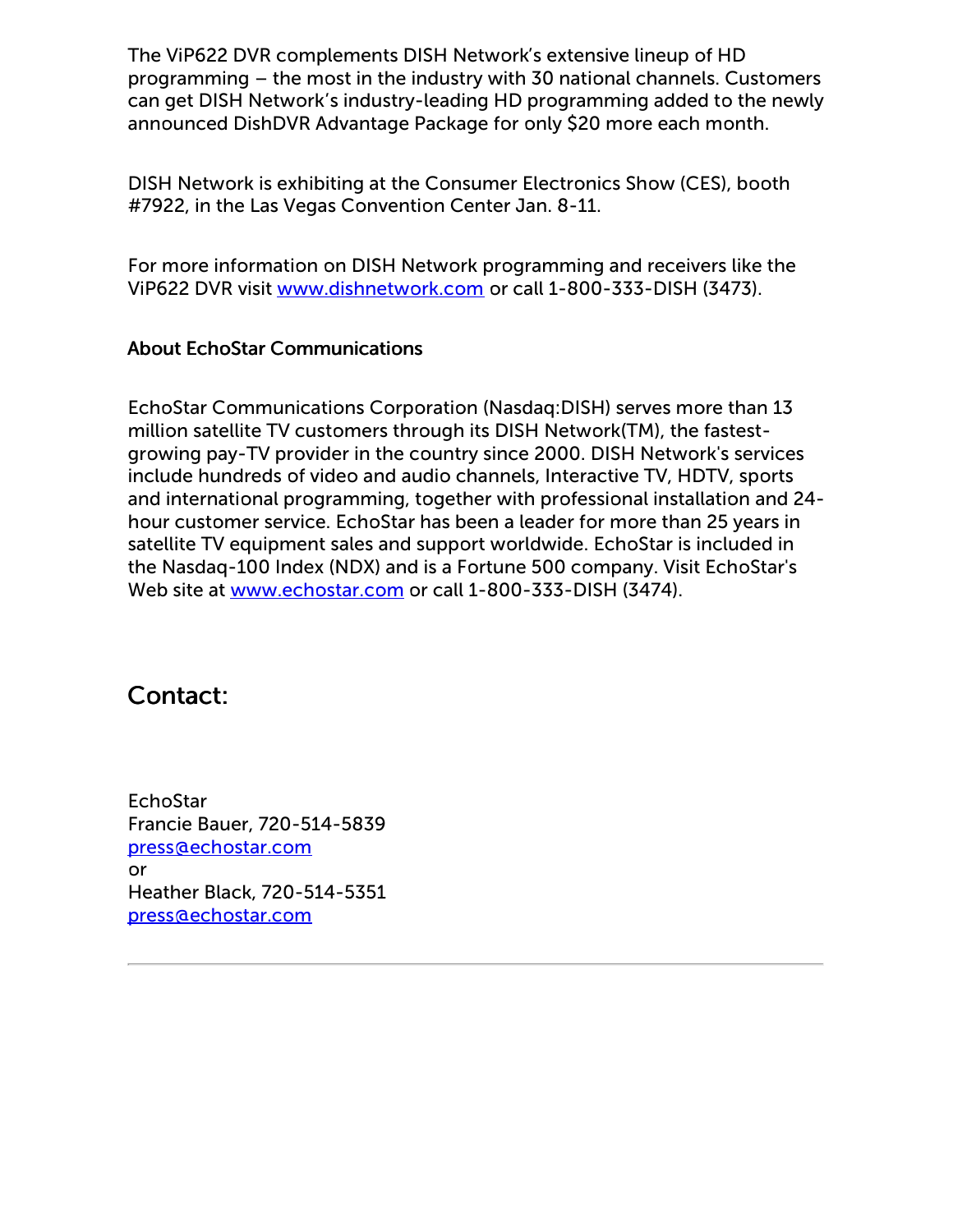The ViP622 DVR complements DISH Network's extensive lineup of HD programming – the most in the industry with 30 national channels. Customers can get DISH Network's industry-leading HD programming added to the newly announced DishDVR Advantage Package for only $20 more each month.

DISH Network is exhibiting at the Consumer Electronics Show (CES), booth #7922, in the Las Vegas Convention Center Jan. 8-11.

For more information on DISH Network programming and receivers like the ViP622 DVR visit [www.dishnetwork.com](http://www.dishnetwork.com) or call 1-800-333-DISH (3473).

**About EchoStar Communications**

EchoStar Communications Corporation (Nasdaq:DISH) serves more than 13 million satellite TV customers through its DISH Network(TM), the fastest-growing pay-TV provider in the country since 2000. DISH Network's services include hundreds of video and audio channels, Interactive TV, HDTV, sports and international programming, together with professional installation and 24-hour customer service. EchoStar has been a leader for more than 25 years in satellite TV equipment sales and support worldwide. EchoStar is included in the Nasdaq-100 Index (NDX) and is a Fortune 500 company. Visit EchoStar's Web site at [www.echostar.com](http://www.echostar.com) or call 1-800-333-DISH (3474).

## Contact:

EchoStar
Francie Bauer, 720-514-5839
[press@echostar.com](mailto:press@echostar.com)
or
Heather Black, 720-514-5351
[press@echostar.com](mailto:press@echostar.com)

---